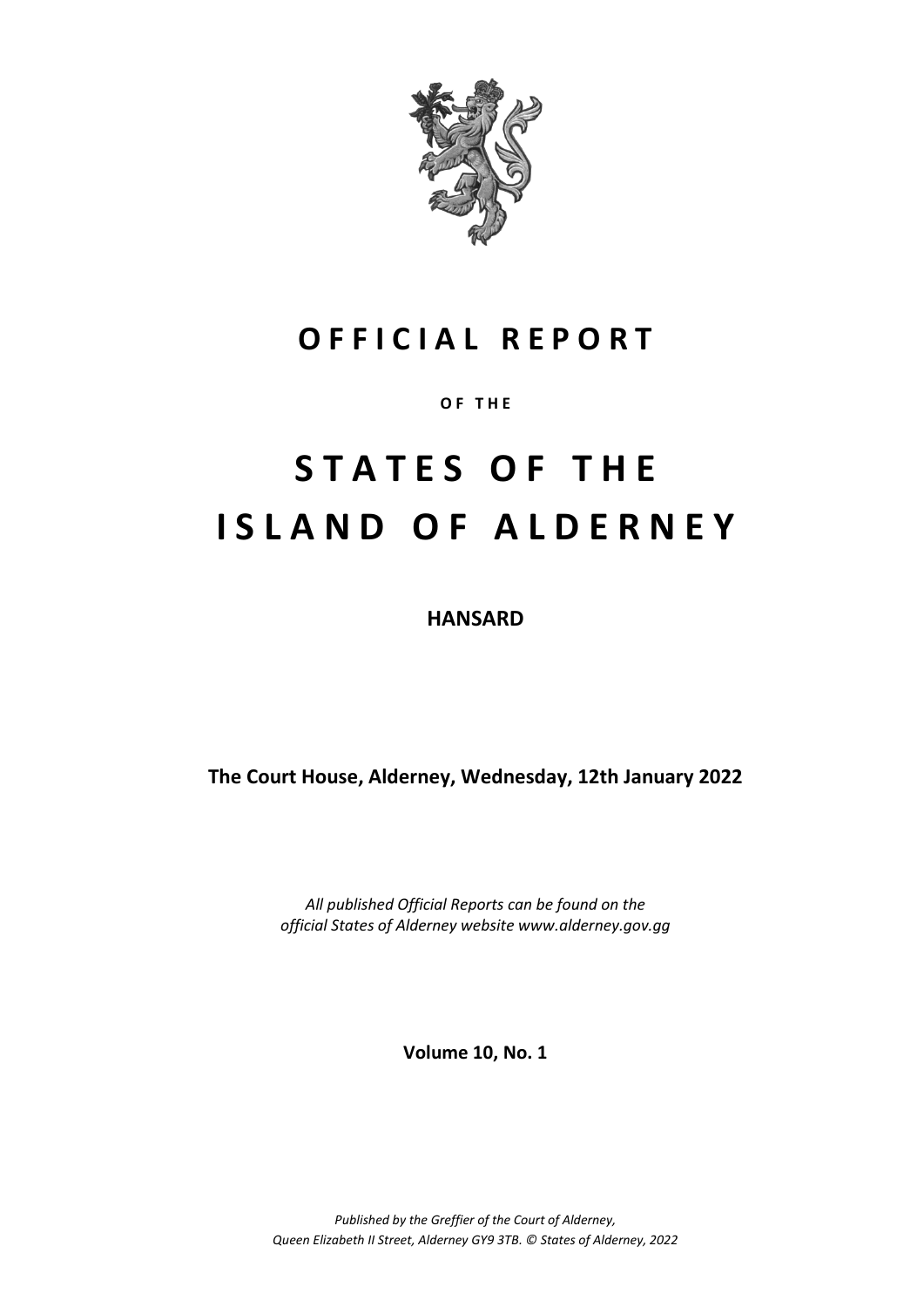# OFFICIAL REPORT

**OF THE**

# STATES OF THE ISLAND OF ALDERNEY

**HANSARD**

**The Court House, Alderney, Wednesday, 12th January 2022**

*All published Official Reports can be found on the official States of Alderney website www.alderney.gov.gg*

**Volume 10, No. 1**

*Published by the Greffier of the Court of Alderney, Queen Elizabeth II Street, Alderney GY9 3TB. © States of Alderney, 2022*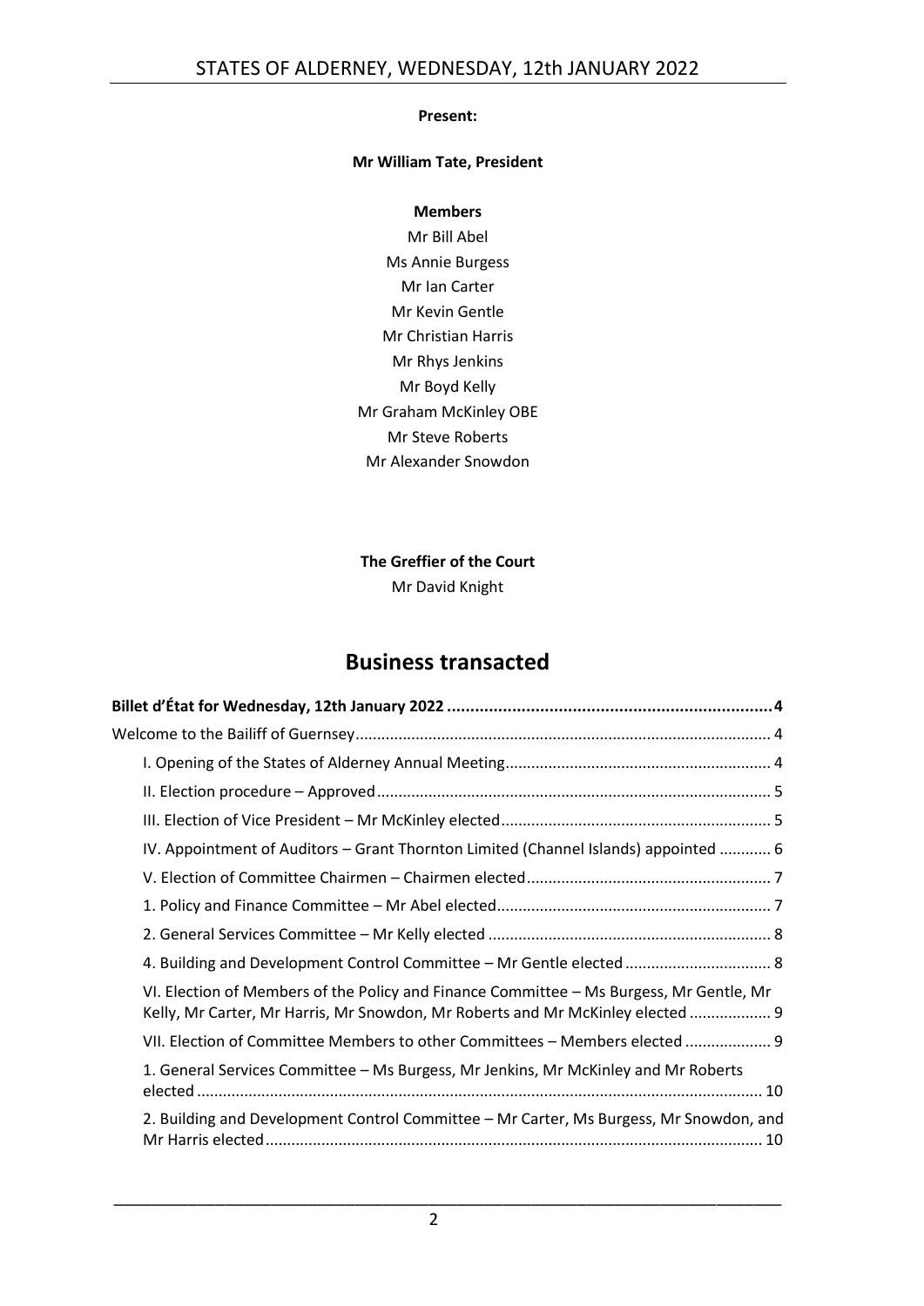**Present:**

**Mr William Tate, President**

**Members**

Mr Bill Abel
Ms Annie Burgess
Mr Ian Carter
Mr Kevin Gentle
Mr Christian Harris
Mr Rhys Jenkins
Mr Boyd Kelly
Mr Graham McKinley OBE
Mr Steve Roberts
Mr Alexander Snowdon

**The Greffier of the Court**

Mr David Knight

# Business transacted

**Billet d'État for Wednesday, 12th January 2022 ..................... 4**

Welcome to the Bailiff of Guernsey ..................... 4

- I. Opening of the States of Alderney Annual Meeting ..................... 4
- II. Election procedure – Approved ..................... 5
- III. Election of Vice President – Mr McKinley elected ..................... 5
- IV. Appointment of Auditors – Grant Thornton Limited (Channel Islands) appointed ..................... 6
- V. Election of Committee Chairmen – Chairmen elected ..................... 7
- 1. Policy and Finance Committee – Mr Abel elected ..................... 7
- 2. General Services Committee – Mr Kelly elected ..................... 8
- 4. Building and Development Control Committee – Mr Gentle elected ..................... 8
- VI. Election of Members of the Policy and Finance Committee – Ms Burgess, Mr Gentle, Mr Kelly, Mr Carter, Mr Harris, Mr Snowdon, Mr Roberts and Mr McKinley elected ..................... 9
- VII. Election of Committee Members to other Committees – Members elected ..................... 9
- 1. General Services Committee – Ms Burgess, Mr Jenkins, Mr McKinley and Mr Roberts elected ..................... 10
- 2. Building and Development Control Committee – Mr Carter, Ms Burgess, Mr Snowdon, and Mr Harris elected ..................... 10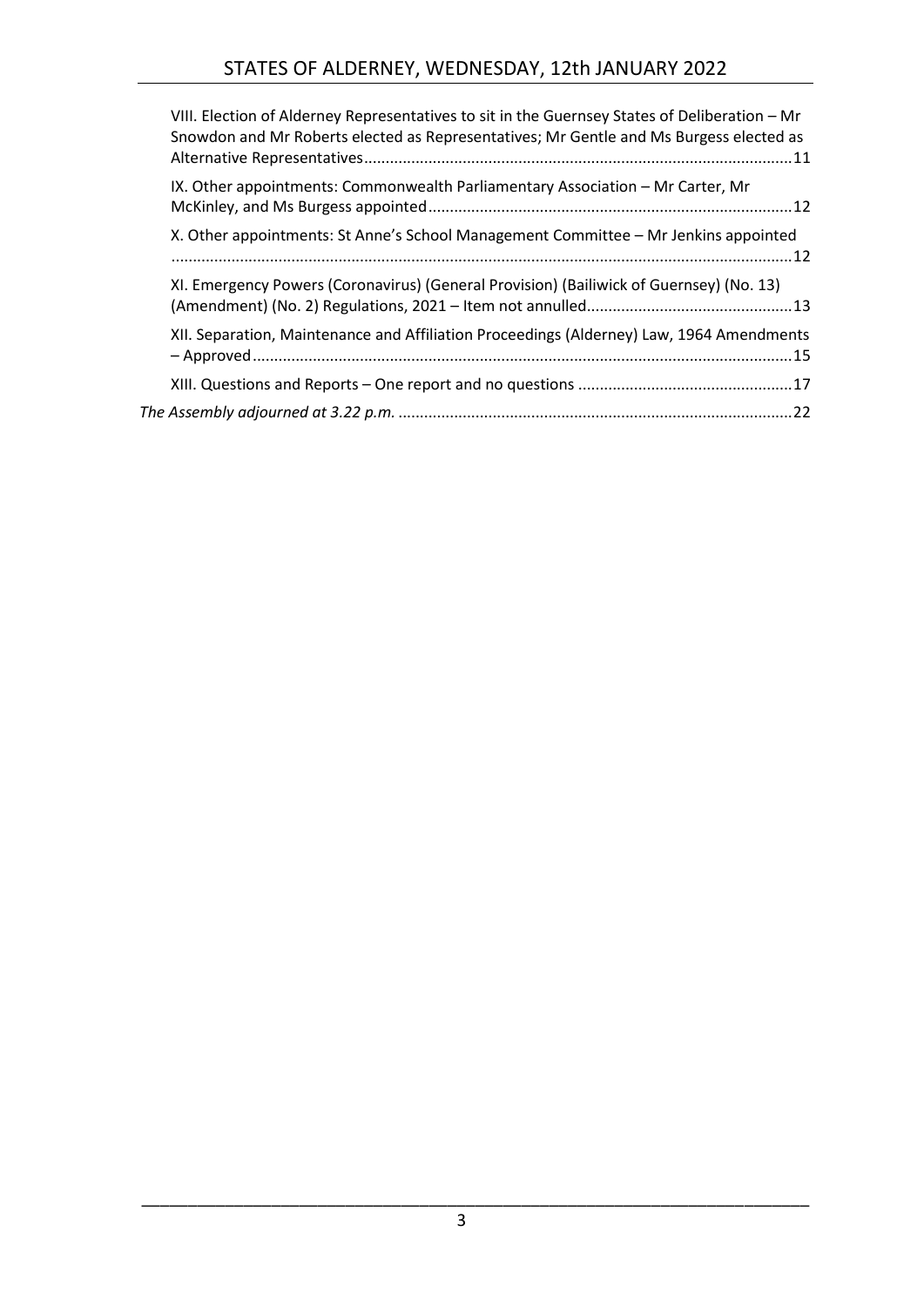VIII. Election of Alderney Representatives to sit in the Guernsey States of Deliberation – Mr Snowdon and Mr Roberts elected as Representatives; Mr Gentle and Ms Burgess elected as Alternative Representatives....................................................................................................11

IX. Other appointments: Commonwealth Parliamentary Association – Mr Carter, Mr McKinley, and Ms Burgess appointed....................................................................................12

X. Other appointments: St Anne's School Management Committee – Mr Jenkins appointed ..............................................................................................................................................12

XI. Emergency Powers (Coronavirus) (General Provision) (Bailiwick of Guernsey) (No. 13) (Amendment) (No. 2) Regulations, 2021 – Item not annulled................................................13

XII. Separation, Maintenance and Affiliation Proceedings (Alderney) Law, 1964 Amendments – Approved............................................................................................................................15

XIII. Questions and Reports – One report and no questions ..................................................17

*The Assembly adjourned at 3.22 p.m.* ..........................................................................................22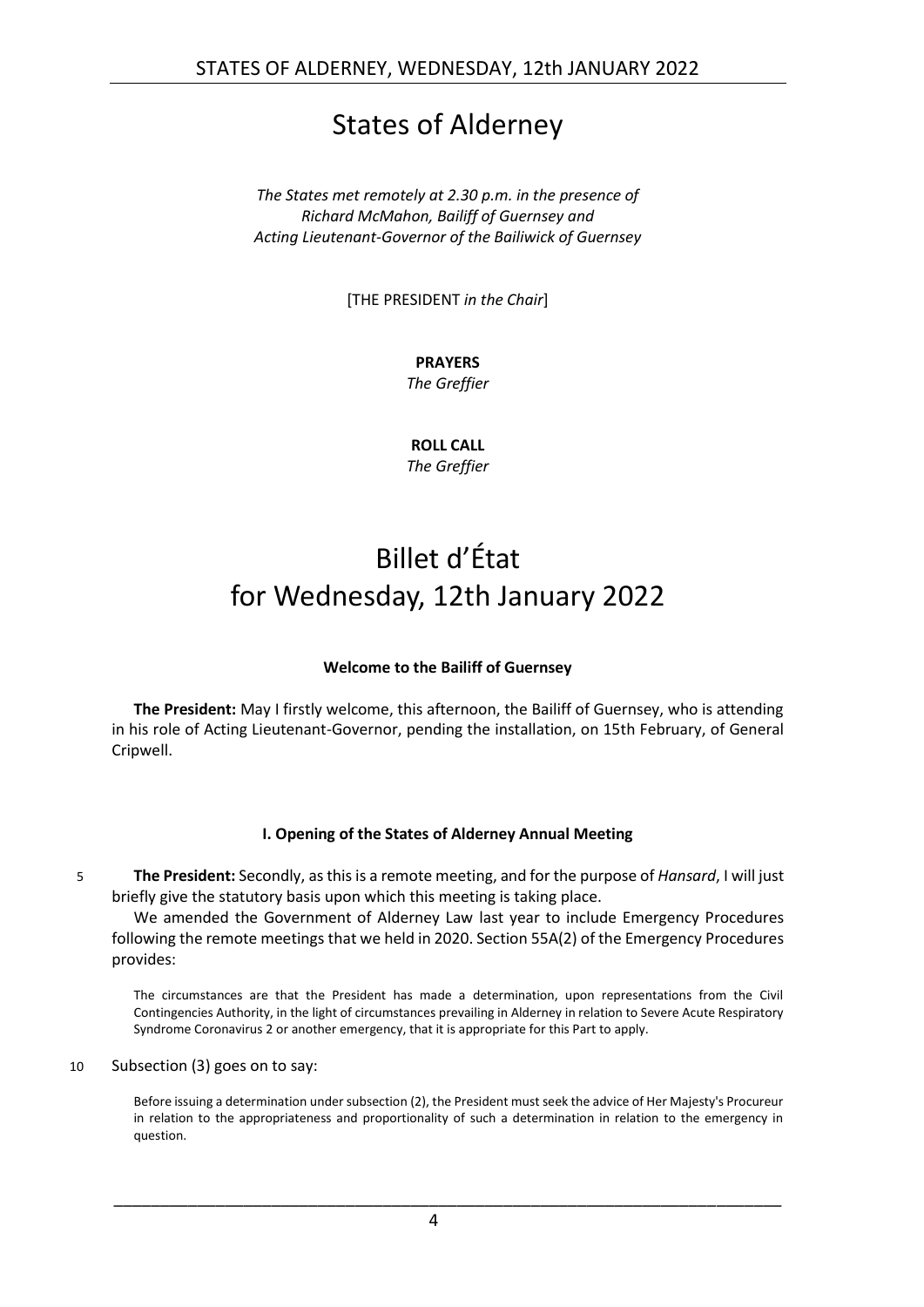# States of Alderney

*The States met remotely at 2.30 p.m. in the presence of Richard McMahon, Bailiff of Guernsey and Acting Lieutenant-Governor of the Bailiwick of Guernsey*

[THE PRESIDENT *in the Chair*]

**PRAYERS**
*The Greffier*

**ROLL CALL**
*The Greffier*

# Billet d'État for Wednesday, 12th January 2022

### Welcome to the Bailiff of Guernsey

**The President:** May I firstly welcome, this afternoon, the Bailiff of Guernsey, who is attending in his role of Acting Lieutenant-Governor, pending the installation, on 15th February, of General Cripwell.

### I. Opening of the States of Alderney Annual Meeting

5 **The President:** Secondly, as this is a remote meeting, and for the purpose of *Hansard*, I will just briefly give the statutory basis upon which this meeting is taking place.

We amended the Government of Alderney Law last year to include Emergency Procedures following the remote meetings that we held in 2020. Section 55A(2) of the Emergency Procedures provides:

> The circumstances are that the President has made a determination, upon representations from the Civil Contingencies Authority, in the light of circumstances prevailing in Alderney in relation to Severe Acute Respiratory Syndrome Coronavirus 2 or another emergency, that it is appropriate for this Part to apply.

10 Subsection (3) goes on to say:

> Before issuing a determination under subsection (2), the President must seek the advice of Her Majesty's Procureur in relation to the appropriateness and proportionality of such a determination in relation to the emergency in question.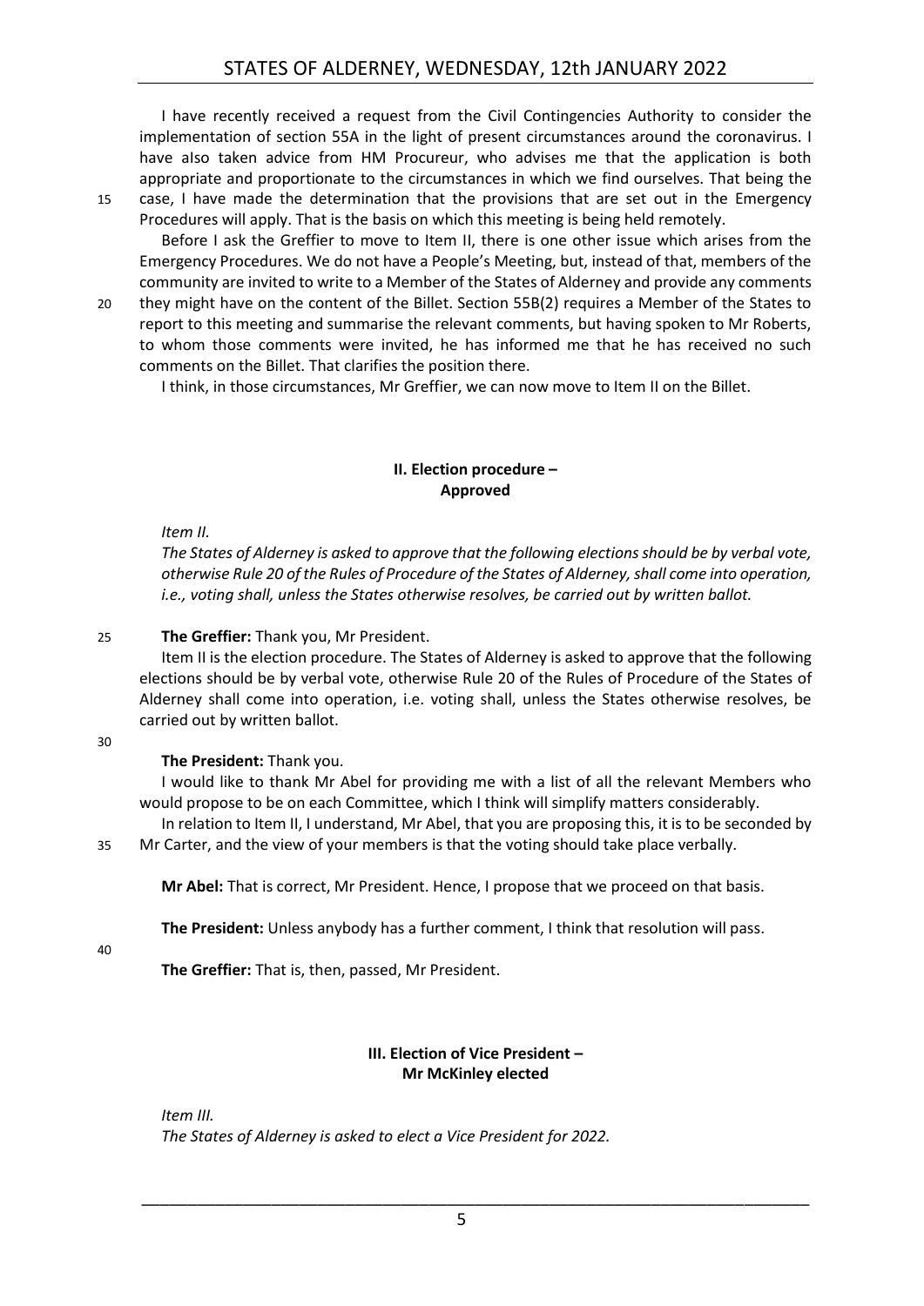I have recently received a request from the Civil Contingencies Authority to consider the implementation of section 55A in the light of present circumstances around the coronavirus. I have also taken advice from HM Procureur, who advises me that the application is both appropriate and proportionate to the circumstances in which we find ourselves. That being the case, I have made the determination that the provisions that are set out in the Emergency Procedures will apply. That is the basis on which this meeting is being held remotely.

Before I ask the Greffier to move to Item II, there is one other issue which arises from the Emergency Procedures. We do not have a People's Meeting, but, instead of that, members of the community are invited to write to a Member of the States of Alderney and provide any comments they might have on the content of the Billet. Section 55B(2) requires a Member of the States to report to this meeting and summarise the relevant comments, but having spoken to Mr Roberts, to whom those comments were invited, he has informed me that he has received no such comments on the Billet. That clarifies the position there.

I think, in those circumstances, Mr Greffier, we can now move to Item II on the Billet.

## II. Election procedure – Approved

*Item II.*

*The States of Alderney is asked to approve that the following elections should be by verbal vote, otherwise Rule 20 of the Rules of Procedure of the States of Alderney, shall come into operation, i.e., voting shall, unless the States otherwise resolves, be carried out by written ballot.*

**The Greffier:** Thank you, Mr President.

Item II is the election procedure. The States of Alderney is asked to approve that the following elections should be by verbal vote, otherwise Rule 20 of the Rules of Procedure of the States of Alderney shall come into operation, i.e. voting shall, unless the States otherwise resolves, be carried out by written ballot.

**The President:** Thank you.

I would like to thank Mr Abel for providing me with a list of all the relevant Members who would propose to be on each Committee, which I think will simplify matters considerably.

In relation to Item II, I understand, Mr Abel, that you are proposing this, it is to be seconded by Mr Carter, and the view of your members is that the voting should take place verbally.

**Mr Abel:** That is correct, Mr President. Hence, I propose that we proceed on that basis.

**The President:** Unless anybody has a further comment, I think that resolution will pass.

**The Greffier:** That is, then, passed, Mr President.

## III. Election of Vice President – Mr McKinley elected

*Item III.*

*The States of Alderney is asked to elect a Vice President for 2022.*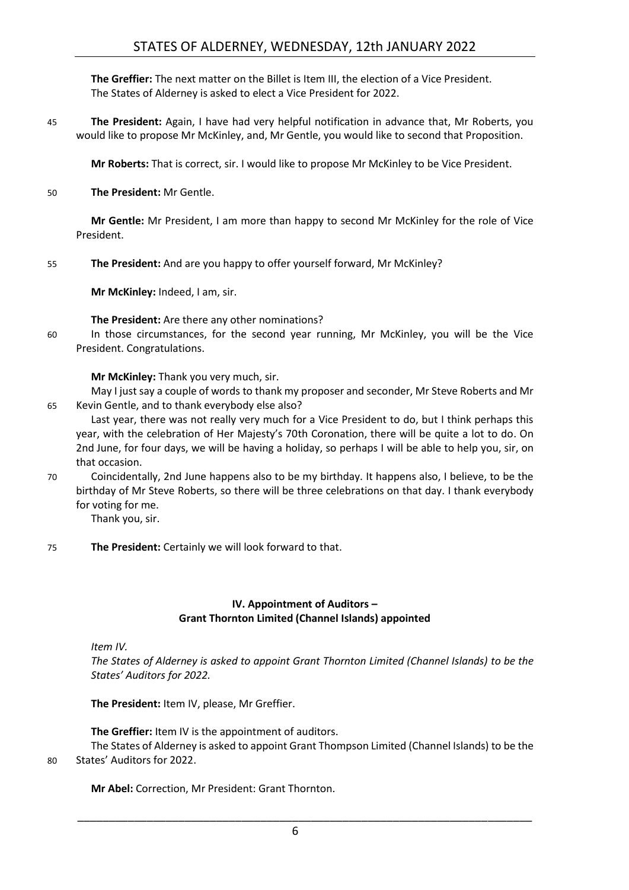**The Greffier:** The next matter on the Billet is Item III, the election of a Vice President. The States of Alderney is asked to elect a Vice President for 2022.

**The President:** Again, I have had very helpful notification in advance that, Mr Roberts, you would like to propose Mr McKinley, and, Mr Gentle, you would like to second that Proposition.

**Mr Roberts:** That is correct, sir. I would like to propose Mr McKinley to be Vice President.

**The President:** Mr Gentle.

**Mr Gentle:** Mr President, I am more than happy to second Mr McKinley for the role of Vice President.

**The President:** And are you happy to offer yourself forward, Mr McKinley?

**Mr McKinley:** Indeed, I am, sir.

**The President:** Are there any other nominations?

In those circumstances, for the second year running, Mr McKinley, you will be the Vice President. Congratulations.

**Mr McKinley:** Thank you very much, sir.

May I just say a couple of words to thank my proposer and seconder, Mr Steve Roberts and Mr Kevin Gentle, and to thank everybody else also?

Last year, there was not really very much for a Vice President to do, but I think perhaps this year, with the celebration of Her Majesty's 70th Coronation, there will be quite a lot to do. On 2nd June, for four days, we will be having a holiday, so perhaps I will be able to help you, sir, on that occasion.

Coincidentally, 2nd June happens also to be my birthday. It happens also, I believe, to be the birthday of Mr Steve Roberts, so there will be three celebrations on that day. I thank everybody for voting for me.

Thank you, sir.

**The President:** Certainly we will look forward to that.

## IV. Appointment of Auditors – Grant Thornton Limited (Channel Islands) appointed

*Item IV.*

*The States of Alderney is asked to appoint Grant Thornton Limited (Channel Islands) to be the States' Auditors for 2022.*

**The President:** Item IV, please, Mr Greffier.

**The Greffier:** Item IV is the appointment of auditors.

The States of Alderney is asked to appoint Grant Thompson Limited (Channel Islands) to be the States' Auditors for 2022.

**Mr Abel:** Correction, Mr President: Grant Thornton.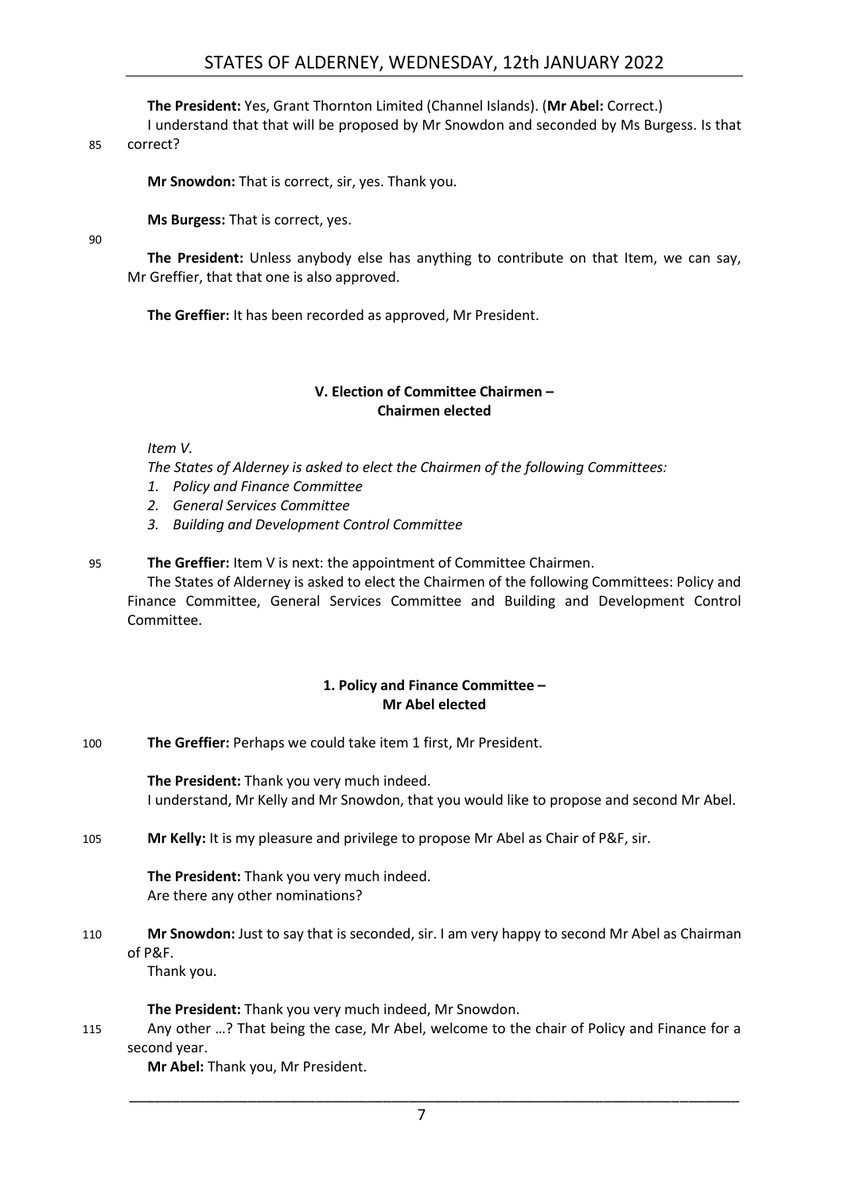**The President:** Yes, Grant Thornton Limited (Channel Islands). (**Mr Abel:** Correct.)

I understand that that will be proposed by Mr Snowdon and seconded by Ms Burgess. Is that correct?

**Mr Snowdon:** That is correct, sir, yes. Thank you.

**Ms Burgess:** That is correct, yes.

**The President:** Unless anybody else has anything to contribute on that Item, we can say, Mr Greffier, that that one is also approved.

**The Greffier:** It has been recorded as approved, Mr President.

### V. Election of Committee Chairmen – Chairmen elected

*Item V.*

*The States of Alderney is asked to elect the Chairmen of the following Committees:*

1. *Policy and Finance Committee*
2. *General Services Committee*
3. *Building and Development Control Committee*

**The Greffier:** Item V is next: the appointment of Committee Chairmen.

The States of Alderney is asked to elect the Chairmen of the following Committees: Policy and Finance Committee, General Services Committee and Building and Development Control Committee.

### 1. Policy and Finance Committee – Mr Abel elected

**The Greffier:** Perhaps we could take item 1 first, Mr President.

**The President:** Thank you very much indeed.

I understand, Mr Kelly and Mr Snowdon, that you would like to propose and second Mr Abel.

**Mr Kelly:** It is my pleasure and privilege to propose Mr Abel as Chair of P&F, sir.

**The President:** Thank you very much indeed.

Are there any other nominations?

**Mr Snowdon:** Just to say that is seconded, sir. I am very happy to second Mr Abel as Chairman of P&F.

Thank you.

**The President:** Thank you very much indeed, Mr Snowdon.

Any other …? That being the case, Mr Abel, welcome to the chair of Policy and Finance for a second year.

**Mr Abel:** Thank you, Mr President.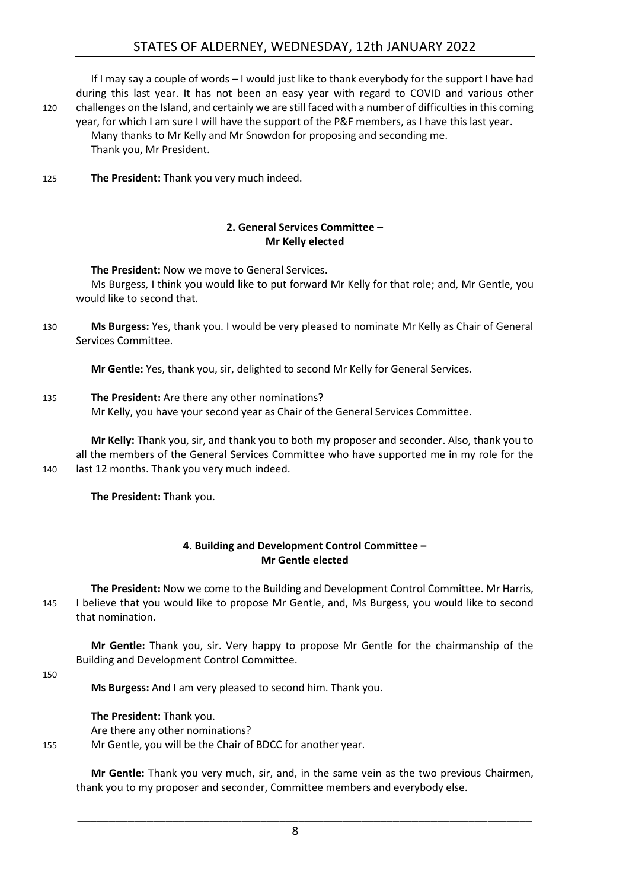If I may say a couple of words – I would just like to thank everybody for the support I have had during this last year. It has not been an easy year with regard to COVID and various other challenges on the Island, and certainly we are still faced with a number of difficulties in this coming year, for which I am sure I will have the support of the P&F members, as I have this last year.

Many thanks to Mr Kelly and Mr Snowdon for proposing and seconding me.

Thank you, Mr President.

**The President:** Thank you very much indeed.

### 2. General Services Committee – Mr Kelly elected

**The President:** Now we move to General Services.

Ms Burgess, I think you would like to put forward Mr Kelly for that role; and, Mr Gentle, you would like to second that.

**Ms Burgess:** Yes, thank you. I would be very pleased to nominate Mr Kelly as Chair of General Services Committee.

**Mr Gentle:** Yes, thank you, sir, delighted to second Mr Kelly for General Services.

**The President:** Are there any other nominations?

Mr Kelly, you have your second year as Chair of the General Services Committee.

**Mr Kelly:** Thank you, sir, and thank you to both my proposer and seconder. Also, thank you to all the members of the General Services Committee who have supported me in my role for the last 12 months. Thank you very much indeed.

**The President:** Thank you.

### 4. Building and Development Control Committee – Mr Gentle elected

**The President:** Now we come to the Building and Development Control Committee. Mr Harris, I believe that you would like to propose Mr Gentle, and, Ms Burgess, you would like to second that nomination.

**Mr Gentle:** Thank you, sir. Very happy to propose Mr Gentle for the chairmanship of the Building and Development Control Committee.

**Ms Burgess:** And I am very pleased to second him. Thank you.

**The President:** Thank you.

Are there any other nominations?

Mr Gentle, you will be the Chair of BDCC for another year.

**Mr Gentle:** Thank you very much, sir, and, in the same vein as the two previous Chairmen, thank you to my proposer and seconder, Committee members and everybody else.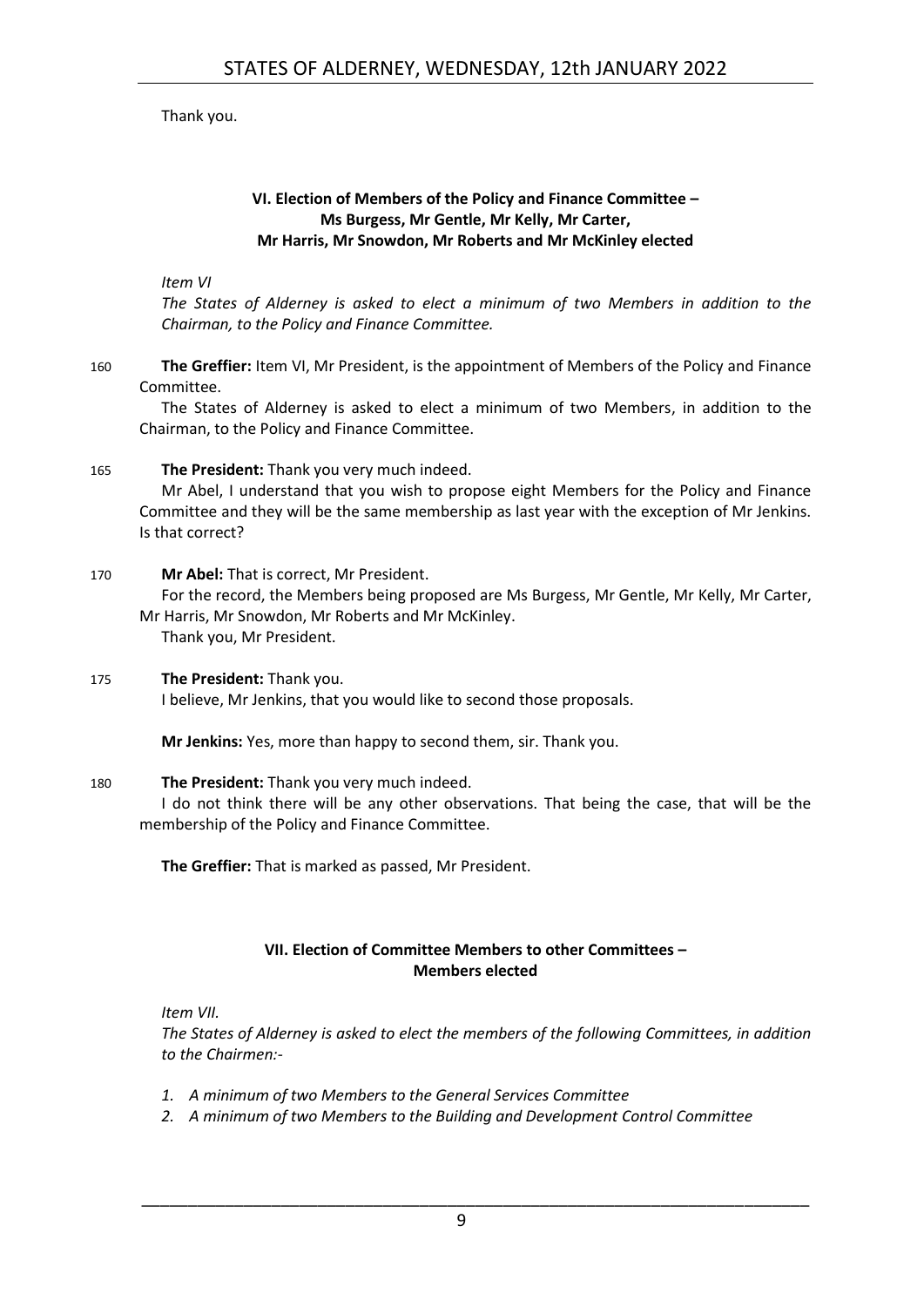Thank you.

### VI. Election of Members of the Policy and Finance Committee – Ms Burgess, Mr Gentle, Mr Kelly, Mr Carter, Mr Harris, Mr Snowdon, Mr Roberts and Mr McKinley elected

*Item VI*

*The States of Alderney is asked to elect a minimum of two Members in addition to the Chairman, to the Policy and Finance Committee.*

160 **The Greffier:** Item VI, Mr President, is the appointment of Members of the Policy and Finance Committee.

The States of Alderney is asked to elect a minimum of two Members, in addition to the Chairman, to the Policy and Finance Committee.

165 **The President:** Thank you very much indeed.

Mr Abel, I understand that you wish to propose eight Members for the Policy and Finance Committee and they will be the same membership as last year with the exception of Mr Jenkins. Is that correct?

170 **Mr Abel:** That is correct, Mr President.

For the record, the Members being proposed are Ms Burgess, Mr Gentle, Mr Kelly, Mr Carter, Mr Harris, Mr Snowdon, Mr Roberts and Mr McKinley.

Thank you, Mr President.

175 **The President:** Thank you.

I believe, Mr Jenkins, that you would like to second those proposals.

**Mr Jenkins:** Yes, more than happy to second them, sir. Thank you.

180 **The President:** Thank you very much indeed.

I do not think there will be any other observations. That being the case, that will be the membership of the Policy and Finance Committee.

**The Greffier:** That is marked as passed, Mr President.

### VII. Election of Committee Members to other Committees – Members elected

*Item VII.*

*The States of Alderney is asked to elect the members of the following Committees, in addition to the Chairmen:-*

1. *A minimum of two Members to the General Services Committee*
2. *A minimum of two Members to the Building and Development Control Committee*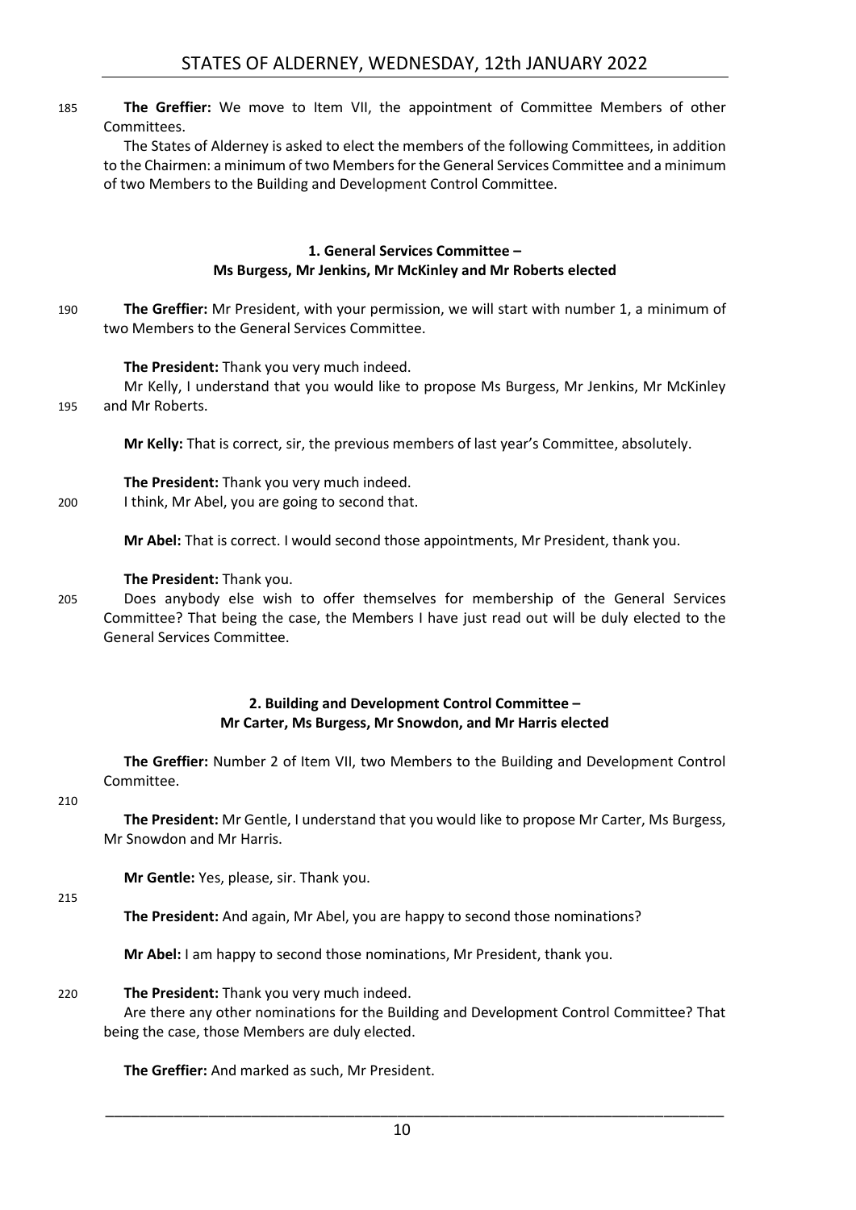**The Greffier:** We move to Item VII, the appointment of Committee Members of other Committees.

The States of Alderney is asked to elect the members of the following Committees, in addition to the Chairmen: a minimum of two Members for the General Services Committee and a minimum of two Members to the Building and Development Control Committee.

### 1. General Services Committee – Ms Burgess, Mr Jenkins, Mr McKinley and Mr Roberts elected

**The Greffier:** Mr President, with your permission, we will start with number 1, a minimum of two Members to the General Services Committee.

**The President:** Thank you very much indeed.

Mr Kelly, I understand that you would like to propose Ms Burgess, Mr Jenkins, Mr McKinley and Mr Roberts.

**Mr Kelly:** That is correct, sir, the previous members of last year's Committee, absolutely.

**The President:** Thank you very much indeed.

I think, Mr Abel, you are going to second that.

**Mr Abel:** That is correct. I would second those appointments, Mr President, thank you.

**The President:** Thank you.

Does anybody else wish to offer themselves for membership of the General Services Committee? That being the case, the Members I have just read out will be duly elected to the General Services Committee.

### 2. Building and Development Control Committee – Mr Carter, Ms Burgess, Mr Snowdon, and Mr Harris elected

**The Greffier:** Number 2 of Item VII, two Members to the Building and Development Control Committee.

**The President:** Mr Gentle, I understand that you would like to propose Mr Carter, Ms Burgess, Mr Snowdon and Mr Harris.

**Mr Gentle:** Yes, please, sir. Thank you.

**The President:** And again, Mr Abel, you are happy to second those nominations?

**Mr Abel:** I am happy to second those nominations, Mr President, thank you.

**The President:** Thank you very much indeed.

Are there any other nominations for the Building and Development Control Committee? That being the case, those Members are duly elected.

**The Greffier:** And marked as such, Mr President.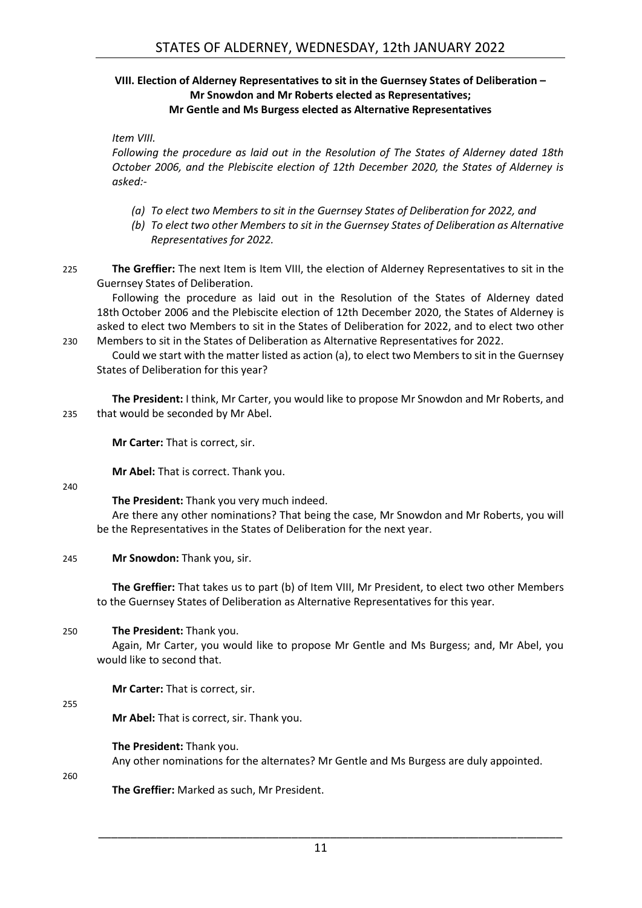### VIII. Election of Alderney Representatives to sit in the Guernsey States of Deliberation – Mr Snowdon and Mr Roberts elected as Representatives; Mr Gentle and Ms Burgess elected as Alternative Representatives

*Item VIII.*

*Following the procedure as laid out in the Resolution of The States of Alderney dated 18th October 2006, and the Plebiscite election of 12th December 2020, the States of Alderney is asked:-*

*(a) To elect two Members to sit in the Guernsey States of Deliberation for 2022, and*

*(b) To elect two other Members to sit in the Guernsey States of Deliberation as Alternative Representatives for 2022.*

225 **The Greffier:** The next Item is Item VIII, the election of Alderney Representatives to sit in the Guernsey States of Deliberation.

Following the procedure as laid out in the Resolution of the States of Alderney dated 18th October 2006 and the Plebiscite election of 12th December 2020, the States of Alderney is asked to elect two Members to sit in the States of Deliberation for 2022, and to elect two other 230 Members to sit in the States of Deliberation as Alternative Representatives for 2022.

Could we start with the matter listed as action (a), to elect two Members to sit in the Guernsey States of Deliberation for this year?

**The President:** I think, Mr Carter, you would like to propose Mr Snowdon and Mr Roberts, and 235 that would be seconded by Mr Abel.

**Mr Carter:** That is correct, sir.

**Mr Abel:** That is correct. Thank you.

240

**The President:** Thank you very much indeed.

Are there any other nominations? That being the case, Mr Snowdon and Mr Roberts, you will be the Representatives in the States of Deliberation for the next year.

245 **Mr Snowdon:** Thank you, sir.

**The Greffier:** That takes us to part (b) of Item VIII, Mr President, to elect two other Members to the Guernsey States of Deliberation as Alternative Representatives for this year.

250 **The President:** Thank you.

Again, Mr Carter, you would like to propose Mr Gentle and Ms Burgess; and, Mr Abel, you would like to second that.

**Mr Carter:** That is correct, sir.

255

**Mr Abel:** That is correct, sir. Thank you.

**The President:** Thank you.

Any other nominations for the alternates? Mr Gentle and Ms Burgess are duly appointed.

260

**The Greffier:** Marked as such, Mr President.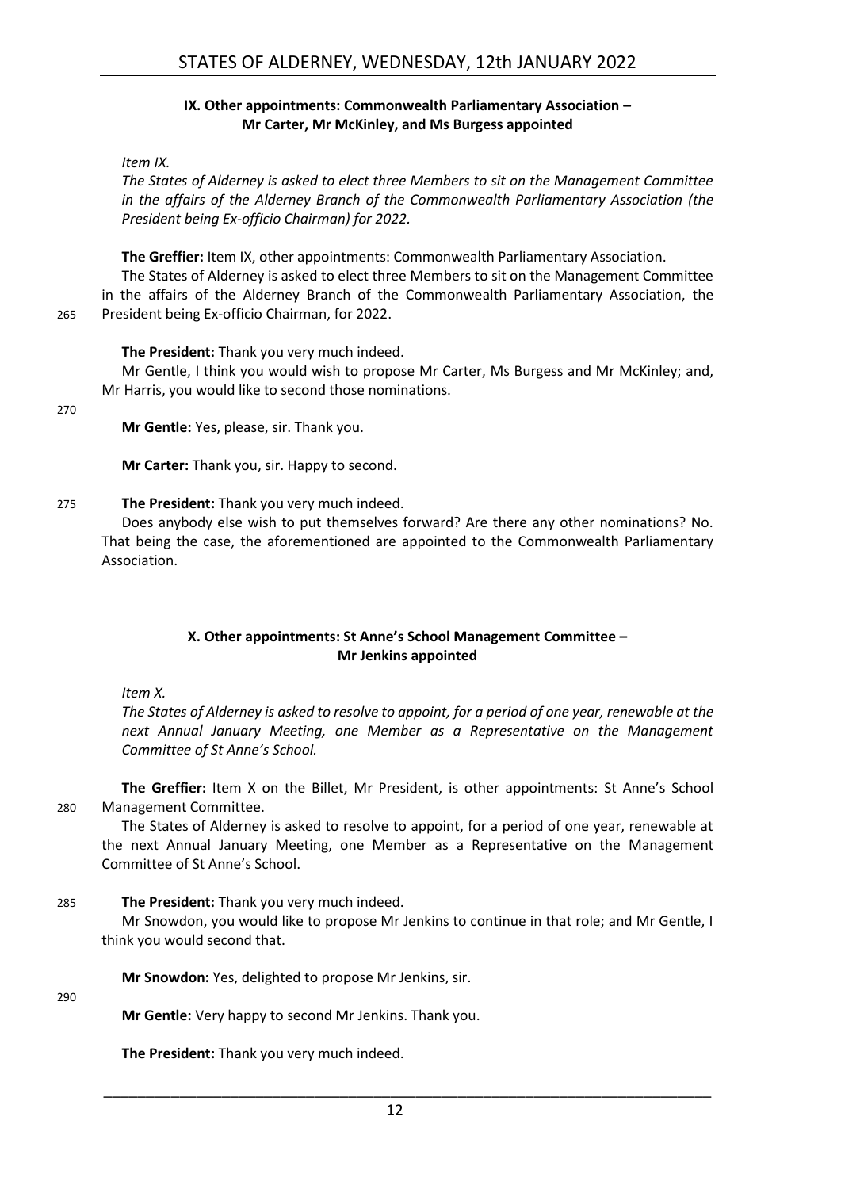### IX. Other appointments: Commonwealth Parliamentary Association – Mr Carter, Mr McKinley, and Ms Burgess appointed

*Item IX.*

*The States of Alderney is asked to elect three Members to sit on the Management Committee in the affairs of the Alderney Branch of the Commonwealth Parliamentary Association (the President being Ex-officio Chairman) for 2022.*

**The Greffier:** Item IX, other appointments: Commonwealth Parliamentary Association.

The States of Alderney is asked to elect three Members to sit on the Management Committee in the affairs of the Alderney Branch of the Commonwealth Parliamentary Association, the President being Ex-officio Chairman, for 2022.

**The President:** Thank you very much indeed.

Mr Gentle, I think you would wish to propose Mr Carter, Ms Burgess and Mr McKinley; and, Mr Harris, you would like to second those nominations.

**Mr Gentle:** Yes, please, sir. Thank you.

**Mr Carter:** Thank you, sir. Happy to second.

**The President:** Thank you very much indeed.

Does anybody else wish to put themselves forward? Are there any other nominations? No. That being the case, the aforementioned are appointed to the Commonwealth Parliamentary Association.

### X. Other appointments: St Anne's School Management Committee – Mr Jenkins appointed

*Item X.*

*The States of Alderney is asked to resolve to appoint, for a period of one year, renewable at the next Annual January Meeting, one Member as a Representative on the Management Committee of St Anne's School.*

**The Greffier:** Item X on the Billet, Mr President, is other appointments: St Anne's School Management Committee.

The States of Alderney is asked to resolve to appoint, for a period of one year, renewable at the next Annual January Meeting, one Member as a Representative on the Management Committee of St Anne's School.

**The President:** Thank you very much indeed.

Mr Snowdon, you would like to propose Mr Jenkins to continue in that role; and Mr Gentle, I think you would second that.

**Mr Snowdon:** Yes, delighted to propose Mr Jenkins, sir.

**Mr Gentle:** Very happy to second Mr Jenkins. Thank you.

**The President:** Thank you very much indeed.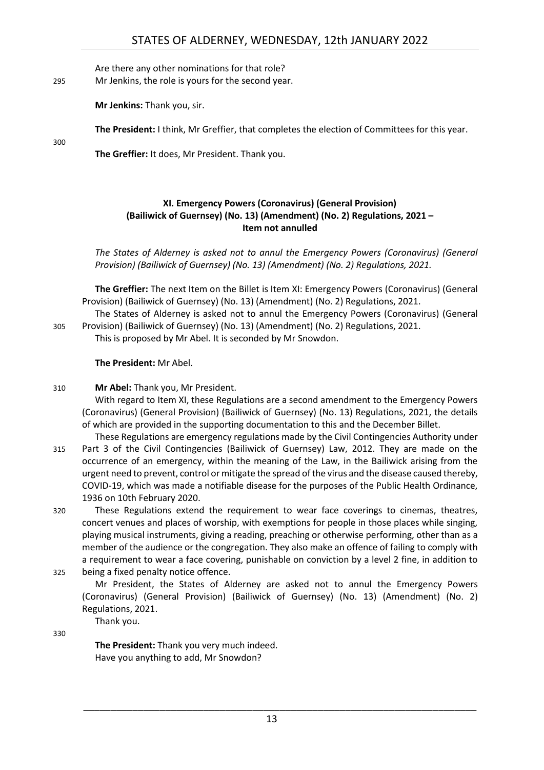Are there any other nominations for that role?

Mr Jenkins, the role is yours for the second year.

**Mr Jenkins:** Thank you, sir.

**The President:** I think, Mr Greffier, that completes the election of Committees for this year.

**The Greffier:** It does, Mr President. Thank you.

### XI. Emergency Powers (Coronavirus) (General Provision) (Bailiwick of Guernsey) (No. 13) (Amendment) (No. 2) Regulations, 2021 – Item not annulled

*The States of Alderney is asked not to annul the Emergency Powers (Coronavirus) (General Provision) (Bailiwick of Guernsey) (No. 13) (Amendment) (No. 2) Regulations, 2021.*

**The Greffier:** The next Item on the Billet is Item XI: Emergency Powers (Coronavirus) (General Provision) (Bailiwick of Guernsey) (No. 13) (Amendment) (No. 2) Regulations, 2021.

The States of Alderney is asked not to annul the Emergency Powers (Coronavirus) (General Provision) (Bailiwick of Guernsey) (No. 13) (Amendment) (No. 2) Regulations, 2021.

This is proposed by Mr Abel. It is seconded by Mr Snowdon.

**The President:** Mr Abel.

**Mr Abel:** Thank you, Mr President.

With regard to Item XI, these Regulations are a second amendment to the Emergency Powers (Coronavirus) (General Provision) (Bailiwick of Guernsey) (No. 13) Regulations, 2021, the details of which are provided in the supporting documentation to this and the December Billet.

These Regulations are emergency regulations made by the Civil Contingencies Authority under Part 3 of the Civil Contingencies (Bailiwick of Guernsey) Law, 2012. They are made on the occurrence of an emergency, within the meaning of the Law, in the Bailiwick arising from the urgent need to prevent, control or mitigate the spread of the virus and the disease caused thereby, COVID-19, which was made a notifiable disease for the purposes of the Public Health Ordinance, 1936 on 10th February 2020.

These Regulations extend the requirement to wear face coverings to cinemas, theatres, concert venues and places of worship, with exemptions for people in those places while singing, playing musical instruments, giving a reading, preaching or otherwise performing, other than as a member of the audience or the congregation. They also make an offence of failing to comply with a requirement to wear a face covering, punishable on conviction by a level 2 fine, in addition to being a fixed penalty notice offence.

Mr President, the States of Alderney are asked not to annul the Emergency Powers (Coronavirus) (General Provision) (Bailiwick of Guernsey) (No. 13) (Amendment) (No. 2) Regulations, 2021.

Thank you.

**The President:** Thank you very much indeed.

Have you anything to add, Mr Snowdon?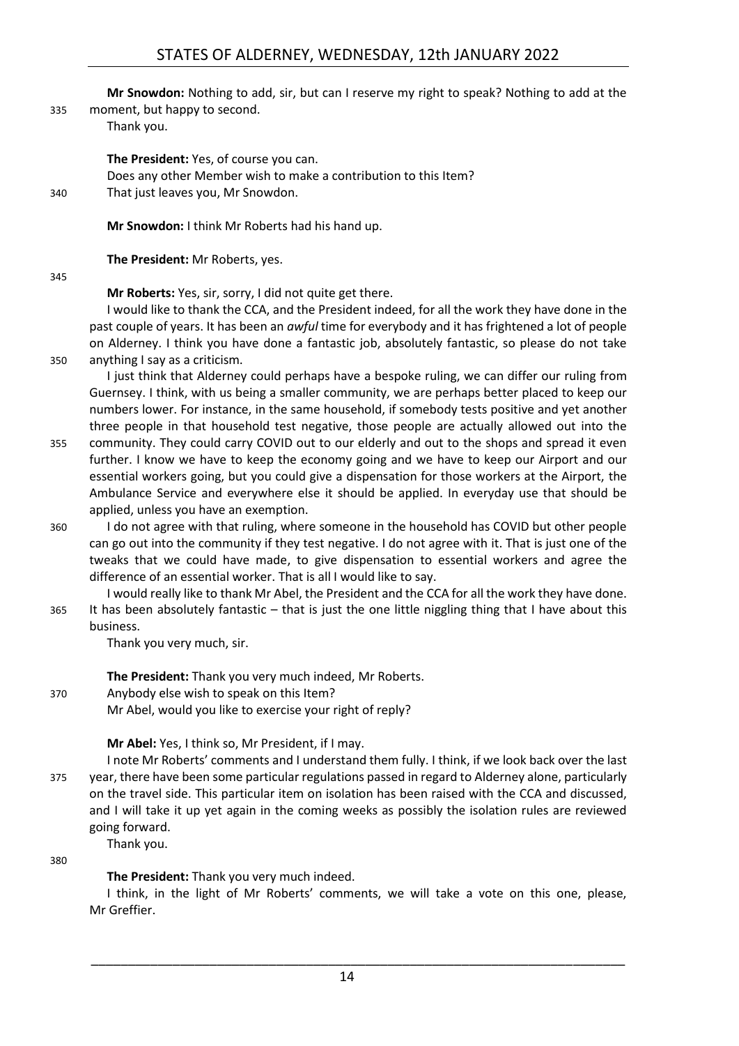**Mr Snowdon:** Nothing to add, sir, but can I reserve my right to speak? Nothing to add at the moment, but happy to second.

Thank you.

**The President:** Yes, of course you can.

Does any other Member wish to make a contribution to this Item?

That just leaves you, Mr Snowdon.

**Mr Snowdon:** I think Mr Roberts had his hand up.

**The President:** Mr Roberts, yes.

**Mr Roberts:** Yes, sir, sorry, I did not quite get there.

I would like to thank the CCA, and the President indeed, for all the work they have done in the past couple of years. It has been an *awful* time for everybody and it has frightened a lot of people on Alderney. I think you have done a fantastic job, absolutely fantastic, so please do not take anything I say as a criticism.

I just think that Alderney could perhaps have a bespoke ruling, we can differ our ruling from Guernsey. I think, with us being a smaller community, we are perhaps better placed to keep our numbers lower. For instance, in the same household, if somebody tests positive and yet another three people in that household test negative, those people are actually allowed out into the community. They could carry COVID out to our elderly and out to the shops and spread it even further. I know we have to keep the economy going and we have to keep our Airport and our essential workers going, but you could give a dispensation for those workers at the Airport, the Ambulance Service and everywhere else it should be applied. In everyday use that should be applied, unless you have an exemption.

I do not agree with that ruling, where someone in the household has COVID but other people can go out into the community if they test negative. I do not agree with it. That is just one of the tweaks that we could have made, to give dispensation to essential workers and agree the difference of an essential worker. That is all I would like to say.

I would really like to thank Mr Abel, the President and the CCA for all the work they have done. It has been absolutely fantastic – that is just the one little niggling thing that I have about this business.

Thank you very much, sir.

**The President:** Thank you very much indeed, Mr Roberts.

Anybody else wish to speak on this Item?

Mr Abel, would you like to exercise your right of reply?

**Mr Abel:** Yes, I think so, Mr President, if I may.

I note Mr Roberts' comments and I understand them fully. I think, if we look back over the last year, there have been some particular regulations passed in regard to Alderney alone, particularly on the travel side. This particular item on isolation has been raised with the CCA and discussed, and I will take it up yet again in the coming weeks as possibly the isolation rules are reviewed going forward.

Thank you.

**The President:** Thank you very much indeed.

I think, in the light of Mr Roberts' comments, we will take a vote on this one, please, Mr Greffier.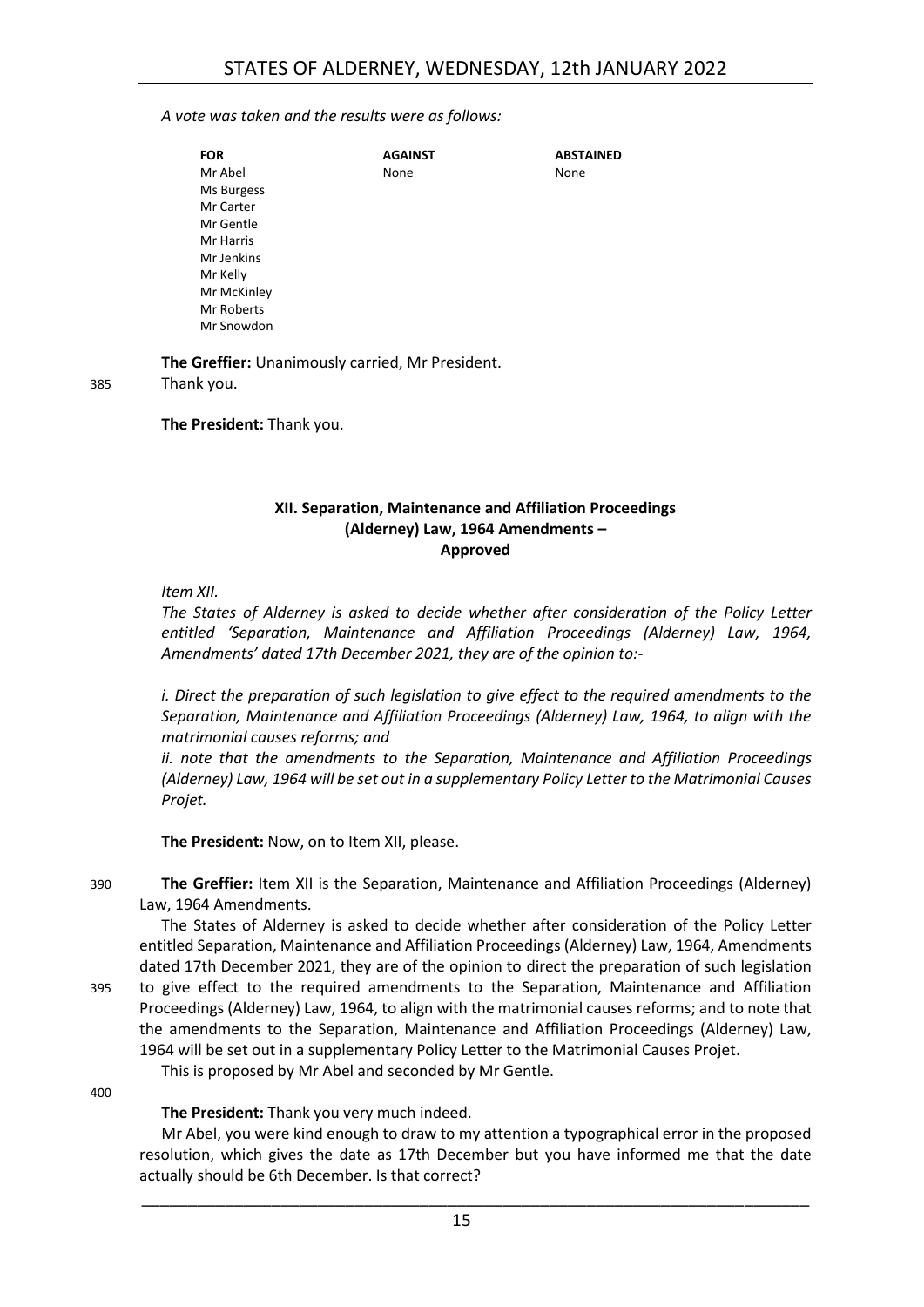*A vote was taken and the results were as follows:*

| FOR | AGAINST | ABSTAINED |
|---|---|---|
| Mr Abel | None | None |
| Ms Burgess | | |
| Mr Carter | | |
| Mr Gentle | | |
| Mr Harris | | |
| Mr Jenkins | | |
| Mr Kelly | | |
| Mr McKinley | | |
| Mr Roberts | | |
| Mr Snowdon | | |

**The Greffier:** Unanimously carried, Mr President.
Thank you.

**The President:** Thank you.

### XII. Separation, Maintenance and Affiliation Proceedings (Alderney) Law, 1964 Amendments – Approved

*Item XII.*

*The States of Alderney is asked to decide whether after consideration of the Policy Letter entitled 'Separation, Maintenance and Affiliation Proceedings (Alderney) Law, 1964, Amendments' dated 17th December 2021, they are of the opinion to:-*

*i. Direct the preparation of such legislation to give effect to the required amendments to the Separation, Maintenance and Affiliation Proceedings (Alderney) Law, 1964, to align with the matrimonial causes reforms; and*

*ii. note that the amendments to the Separation, Maintenance and Affiliation Proceedings (Alderney) Law, 1964 will be set out in a supplementary Policy Letter to the Matrimonial Causes Projet.*

**The President:** Now, on to Item XII, please.

**The Greffier:** Item XII is the Separation, Maintenance and Affiliation Proceedings (Alderney) Law, 1964 Amendments.

The States of Alderney is asked to decide whether after consideration of the Policy Letter entitled Separation, Maintenance and Affiliation Proceedings (Alderney) Law, 1964, Amendments dated 17th December 2021, they are of the opinion to direct the preparation of such legislation to give effect to the required amendments to the Separation, Maintenance and Affiliation Proceedings (Alderney) Law, 1964, to align with the matrimonial causes reforms; and to note that the amendments to the Separation, Maintenance and Affiliation Proceedings (Alderney) Law, 1964 will be set out in a supplementary Policy Letter to the Matrimonial Causes Projet.

This is proposed by Mr Abel and seconded by Mr Gentle.

**The President:** Thank you very much indeed.

Mr Abel, you were kind enough to draw to my attention a typographical error in the proposed resolution, which gives the date as 17th December but you have informed me that the date actually should be 6th December. Is that correct?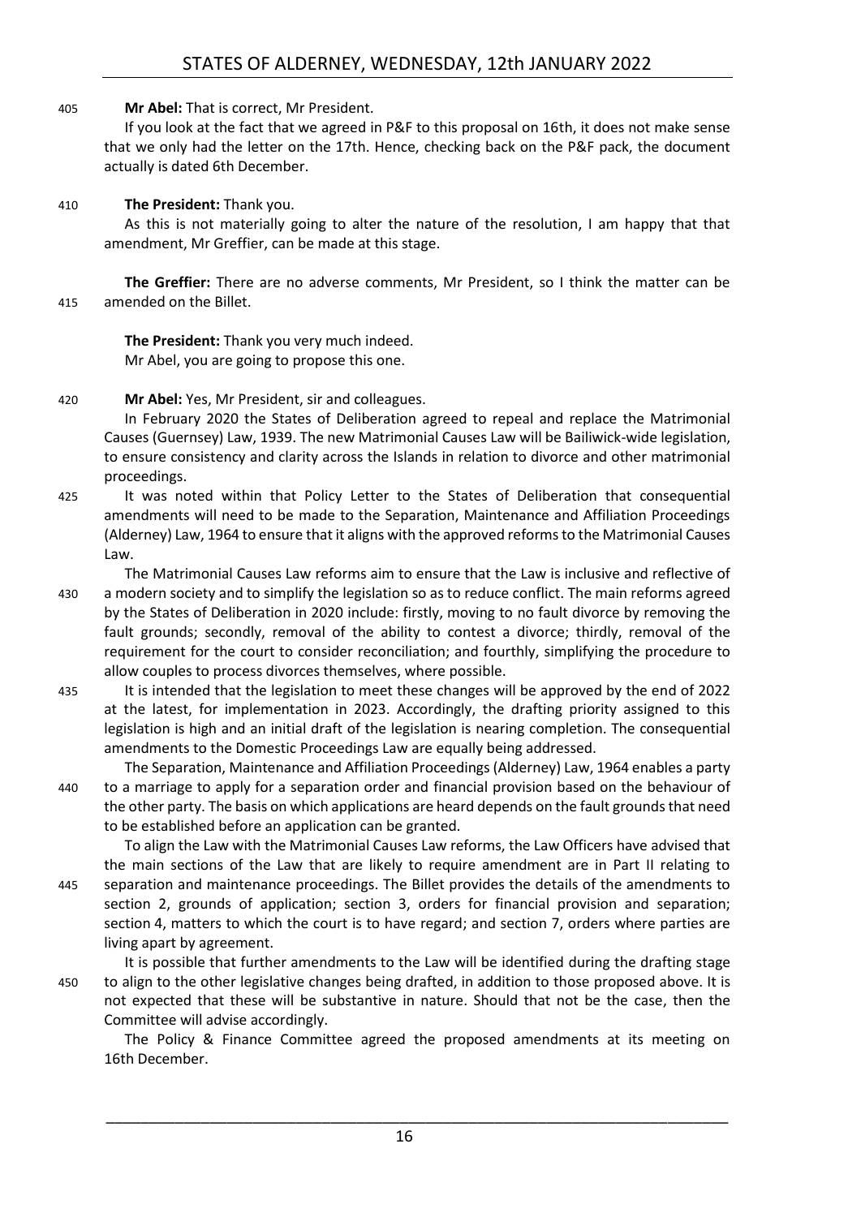**Mr Abel:** That is correct, Mr President.

If you look at the fact that we agreed in P&F to this proposal on 16th, it does not make sense that we only had the letter on the 17th. Hence, checking back on the P&F pack, the document actually is dated 6th December.

**The President:** Thank you.

As this is not materially going to alter the nature of the resolution, I am happy that that amendment, Mr Greffier, can be made at this stage.

**The Greffier:** There are no adverse comments, Mr President, so I think the matter can be amended on the Billet.

**The President:** Thank you very much indeed.

Mr Abel, you are going to propose this one.

**Mr Abel:** Yes, Mr President, sir and colleagues.

In February 2020 the States of Deliberation agreed to repeal and replace the Matrimonial Causes (Guernsey) Law, 1939. The new Matrimonial Causes Law will be Bailiwick-wide legislation, to ensure consistency and clarity across the Islands in relation to divorce and other matrimonial proceedings.

It was noted within that Policy Letter to the States of Deliberation that consequential amendments will need to be made to the Separation, Maintenance and Affiliation Proceedings (Alderney) Law, 1964 to ensure that it aligns with the approved reforms to the Matrimonial Causes Law.

The Matrimonial Causes Law reforms aim to ensure that the Law is inclusive and reflective of a modern society and to simplify the legislation so as to reduce conflict. The main reforms agreed by the States of Deliberation in 2020 include: firstly, moving to no fault divorce by removing the fault grounds; secondly, removal of the ability to contest a divorce; thirdly, removal of the requirement for the court to consider reconciliation; and fourthly, simplifying the procedure to allow couples to process divorces themselves, where possible.

It is intended that the legislation to meet these changes will be approved by the end of 2022 at the latest, for implementation in 2023. Accordingly, the drafting priority assigned to this legislation is high and an initial draft of the legislation is nearing completion. The consequential amendments to the Domestic Proceedings Law are equally being addressed.

The Separation, Maintenance and Affiliation Proceedings (Alderney) Law, 1964 enables a party to a marriage to apply for a separation order and financial provision based on the behaviour of the other party. The basis on which applications are heard depends on the fault grounds that need to be established before an application can be granted.

To align the Law with the Matrimonial Causes Law reforms, the Law Officers have advised that the main sections of the Law that are likely to require amendment are in Part II relating to separation and maintenance proceedings. The Billet provides the details of the amendments to section 2, grounds of application; section 3, orders for financial provision and separation; section 4, matters to which the court is to have regard; and section 7, orders where parties are living apart by agreement.

It is possible that further amendments to the Law will be identified during the drafting stage to align to the other legislative changes being drafted, in addition to those proposed above. It is not expected that these will be substantive in nature. Should that not be the case, then the Committee will advise accordingly.

The Policy & Finance Committee agreed the proposed amendments at its meeting on 16th December.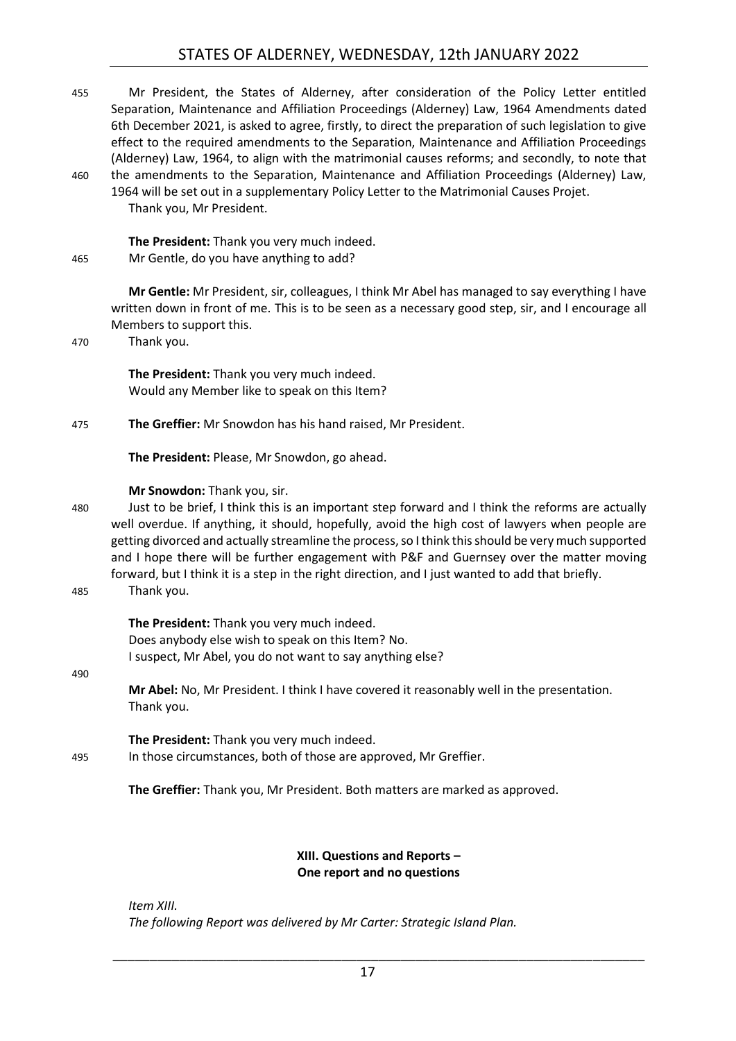Mr President, the States of Alderney, after consideration of the Policy Letter entitled Separation, Maintenance and Affiliation Proceedings (Alderney) Law, 1964 Amendments dated 6th December 2021, is asked to agree, firstly, to direct the preparation of such legislation to give effect to the required amendments to the Separation, Maintenance and Affiliation Proceedings (Alderney) Law, 1964, to align with the matrimonial causes reforms; and secondly, to note that the amendments to the Separation, Maintenance and Affiliation Proceedings (Alderney) Law, 1964 will be set out in a supplementary Policy Letter to the Matrimonial Causes Projet.

Thank you, Mr President.

**The President:** Thank you very much indeed.

Mr Gentle, do you have anything to add?

**Mr Gentle:** Mr President, sir, colleagues, I think Mr Abel has managed to say everything I have written down in front of me. This is to be seen as a necessary good step, sir, and I encourage all Members to support this.

Thank you.

**The President:** Thank you very much indeed.

Would any Member like to speak on this Item?

**The Greffier:** Mr Snowdon has his hand raised, Mr President.

**The President:** Please, Mr Snowdon, go ahead.

**Mr Snowdon:** Thank you, sir.

Just to be brief, I think this is an important step forward and I think the reforms are actually well overdue. If anything, it should, hopefully, avoid the high cost of lawyers when people are getting divorced and actually streamline the process, so I think this should be very much supported and I hope there will be further engagement with P&F and Guernsey over the matter moving forward, but I think it is a step in the right direction, and I just wanted to add that briefly.

Thank you.

**The President:** Thank you very much indeed.

Does anybody else wish to speak on this Item? No.

I suspect, Mr Abel, you do not want to say anything else?

**Mr Abel:** No, Mr President. I think I have covered it reasonably well in the presentation.

Thank you.

**The President:** Thank you very much indeed.

In those circumstances, both of those are approved, Mr Greffier.

**The Greffier:** Thank you, Mr President. Both matters are marked as approved.

## XIII. Questions and Reports – One report and no questions

*Item XIII.*

*The following Report was delivered by Mr Carter: Strategic Island Plan.*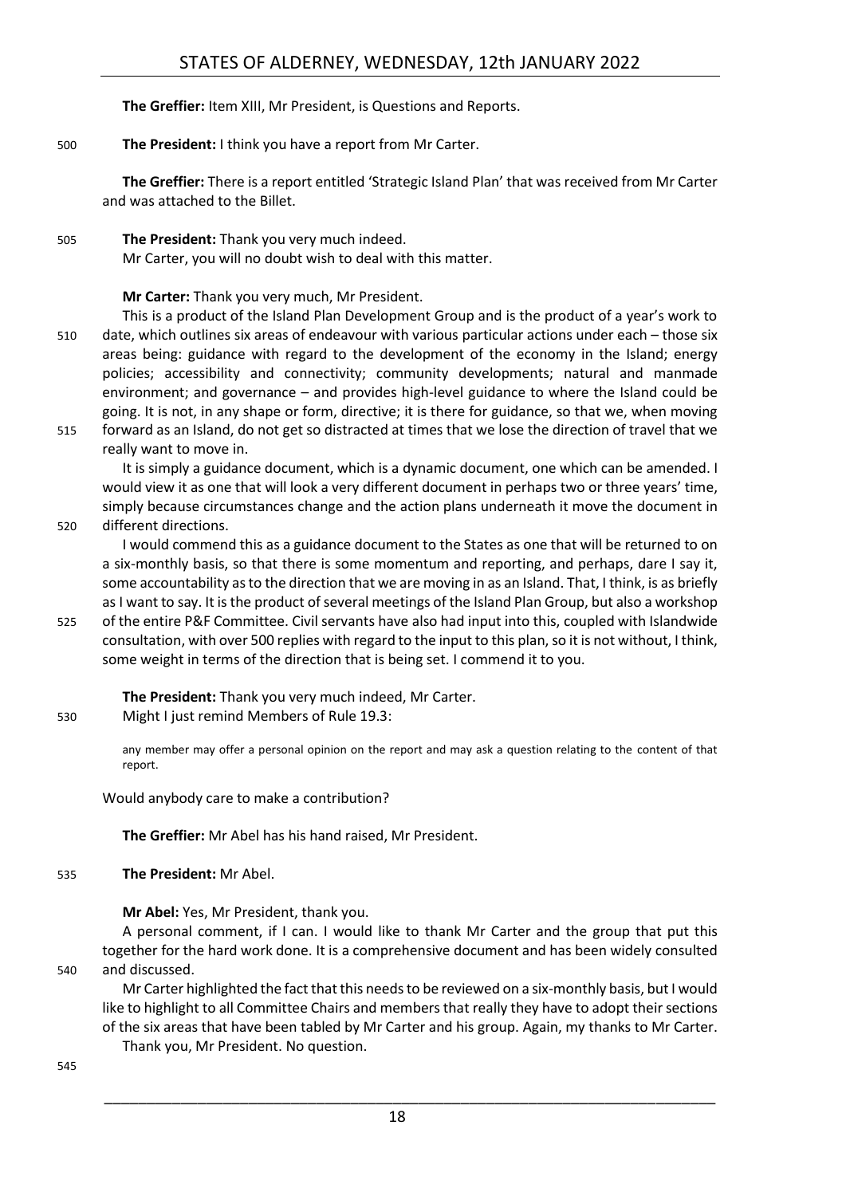**The Greffier:** Item XIII, Mr President, is Questions and Reports.

**The President:** I think you have a report from Mr Carter.

**The Greffier:** There is a report entitled 'Strategic Island Plan' that was received from Mr Carter and was attached to the Billet.

**The President:** Thank you very much indeed.
Mr Carter, you will no doubt wish to deal with this matter.

**Mr Carter:** Thank you very much, Mr President.

This is a product of the Island Plan Development Group and is the product of a year's work to date, which outlines six areas of endeavour with various particular actions under each – those six areas being: guidance with regard to the development of the economy in the Island; energy policies; accessibility and connectivity; community developments; natural and manmade environment; and governance – and provides high-level guidance to where the Island could be going. It is not, in any shape or form, directive; it is there for guidance, so that we, when moving forward as an Island, do not get so distracted at times that we lose the direction of travel that we really want to move in.

It is simply a guidance document, which is a dynamic document, one which can be amended. I would view it as one that will look a very different document in perhaps two or three years' time, simply because circumstances change and the action plans underneath it move the document in different directions.

I would commend this as a guidance document to the States as one that will be returned to on a six-monthly basis, so that there is some momentum and reporting, and perhaps, dare I say it, some accountability as to the direction that we are moving in as an Island. That, I think, is as briefly as I want to say. It is the product of several meetings of the Island Plan Group, but also a workshop of the entire P&F Committee. Civil servants have also had input into this, coupled with Islandwide consultation, with over 500 replies with regard to the input to this plan, so it is not without, I think, some weight in terms of the direction that is being set. I commend it to you.

**The President:** Thank you very much indeed, Mr Carter.
Might I just remind Members of Rule 19.3:

> any member may offer a personal opinion on the report and may ask a question relating to the content of that report.

Would anybody care to make a contribution?

**The Greffier:** Mr Abel has his hand raised, Mr President.

**The President:** Mr Abel.

**Mr Abel:** Yes, Mr President, thank you.

A personal comment, if I can. I would like to thank Mr Carter and the group that put this together for the hard work done. It is a comprehensive document and has been widely consulted and discussed.

Mr Carter highlighted the fact that this needs to be reviewed on a six-monthly basis, but I would like to highlight to all Committee Chairs and members that really they have to adopt their sections of the six areas that have been tabled by Mr Carter and his group. Again, my thanks to Mr Carter.

Thank you, Mr President. No question.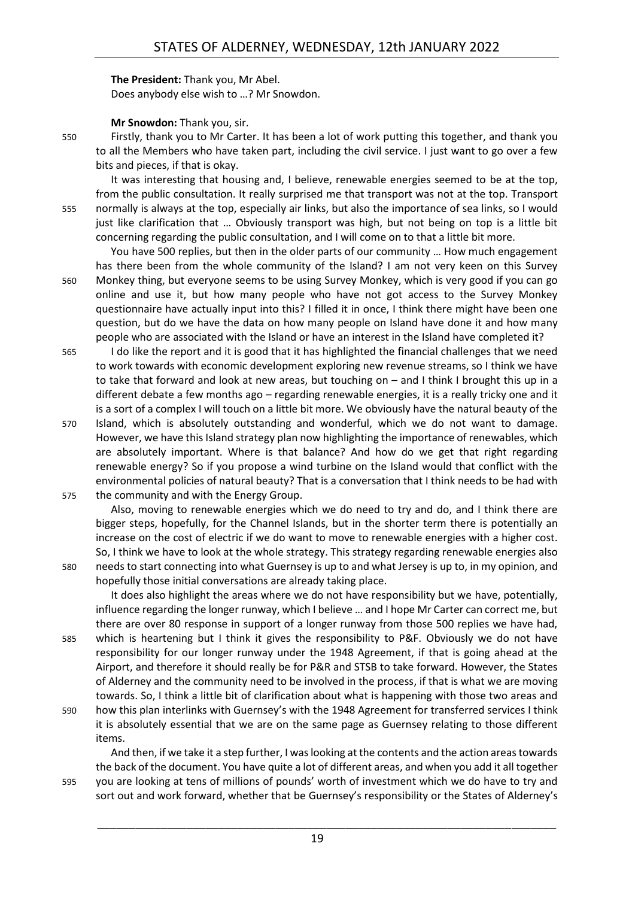**The President:** Thank you, Mr Abel.

Does anybody else wish to …? Mr Snowdon.

**Mr Snowdon:** Thank you, sir.

Firstly, thank you to Mr Carter. It has been a lot of work putting this together, and thank you to all the Members who have taken part, including the civil service. I just want to go over a few bits and pieces, if that is okay.

It was interesting that housing and, I believe, renewable energies seemed to be at the top, from the public consultation. It really surprised me that transport was not at the top. Transport normally is always at the top, especially air links, but also the importance of sea links, so I would just like clarification that … Obviously transport was high, but not being on top is a little bit concerning regarding the public consultation, and I will come on to that a little bit more.

You have 500 replies, but then in the older parts of our community … How much engagement has there been from the whole community of the Island? I am not very keen on this Survey Monkey thing, but everyone seems to be using Survey Monkey, which is very good if you can go online and use it, but how many people who have not got access to the Survey Monkey questionnaire have actually input into this? I filled it in once, I think there might have been one question, but do we have the data on how many people on Island have done it and how many people who are associated with the Island or have an interest in the Island have completed it?

I do like the report and it is good that it has highlighted the financial challenges that we need to work towards with economic development exploring new revenue streams, so I think we have to take that forward and look at new areas, but touching on – and I think I brought this up in a different debate a few months ago – regarding renewable energies, it is a really tricky one and it is a sort of a complex I will touch on a little bit more. We obviously have the natural beauty of the Island, which is absolutely outstanding and wonderful, which we do not want to damage. However, we have this Island strategy plan now highlighting the importance of renewables, which are absolutely important. Where is that balance? And how do we get that right regarding renewable energy? So if you propose a wind turbine on the Island would that conflict with the environmental policies of natural beauty? That is a conversation that I think needs to be had with the community and with the Energy Group.

Also, moving to renewable energies which we do need to try and do, and I think there are bigger steps, hopefully, for the Channel Islands, but in the shorter term there is potentially an increase on the cost of electric if we do want to move to renewable energies with a higher cost. So, I think we have to look at the whole strategy. This strategy regarding renewable energies also needs to start connecting into what Guernsey is up to and what Jersey is up to, in my opinion, and hopefully those initial conversations are already taking place.

It does also highlight the areas where we do not have responsibility but we have, potentially, influence regarding the longer runway, which I believe … and I hope Mr Carter can correct me, but there are over 80 response in support of a longer runway from those 500 replies we have had, which is heartening but I think it gives the responsibility to P&F. Obviously we do not have responsibility for our longer runway under the 1948 Agreement, if that is going ahead at the Airport, and therefore it should really be for P&R and STSB to take forward. However, the States of Alderney and the community need to be involved in the process, if that is what we are moving towards. So, I think a little bit of clarification about what is happening with those two areas and how this plan interlinks with Guernsey's with the 1948 Agreement for transferred services I think it is absolutely essential that we are on the same page as Guernsey relating to those different items.

And then, if we take it a step further, I was looking at the contents and the action areas towards the back of the document. You have quite a lot of different areas, and when you add it all together you are looking at tens of millions of pounds' worth of investment which we do have to try and sort out and work forward, whether that be Guernsey's responsibility or the States of Alderney's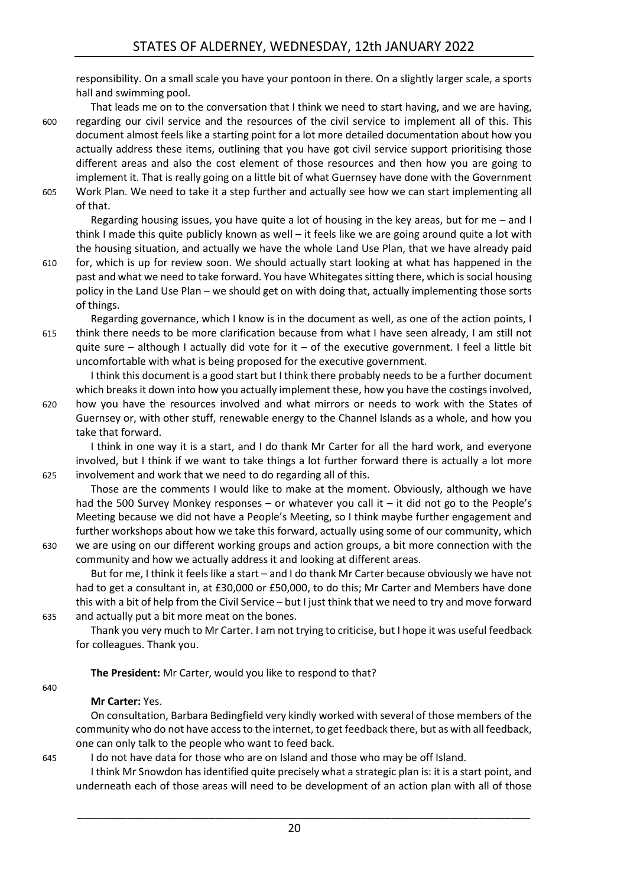responsibility. On a small scale you have your pontoon in there. On a slightly larger scale, a sports hall and swimming pool.

That leads me on to the conversation that I think we need to start having, and we are having, regarding our civil service and the resources of the civil service to implement all of this. This document almost feels like a starting point for a lot more detailed documentation about how you actually address these items, outlining that you have got civil service support prioritising those different areas and also the cost element of those resources and then how you are going to implement it. That is really going on a little bit of what Guernsey have done with the Government Work Plan. We need to take it a step further and actually see how we can start implementing all of that.

Regarding housing issues, you have quite a lot of housing in the key areas, but for me – and I think I made this quite publicly known as well – it feels like we are going around quite a lot with the housing situation, and actually we have the whole Land Use Plan, that we have already paid for, which is up for review soon. We should actually start looking at what has happened in the past and what we need to take forward. You have Whitegates sitting there, which is social housing policy in the Land Use Plan – we should get on with doing that, actually implementing those sorts of things.

Regarding governance, which I know is in the document as well, as one of the action points, I think there needs to be more clarification because from what I have seen already, I am still not quite sure – although I actually did vote for it – of the executive government. I feel a little bit uncomfortable with what is being proposed for the executive government.

I think this document is a good start but I think there probably needs to be a further document which breaks it down into how you actually implement these, how you have the costings involved, how you have the resources involved and what mirrors or needs to work with the States of Guernsey or, with other stuff, renewable energy to the Channel Islands as a whole, and how you take that forward.

I think in one way it is a start, and I do thank Mr Carter for all the hard work, and everyone involved, but I think if we want to take things a lot further forward there is actually a lot more involvement and work that we need to do regarding all of this.

Those are the comments I would like to make at the moment. Obviously, although we have had the 500 Survey Monkey responses – or whatever you call it – it did not go to the People's Meeting because we did not have a People's Meeting, so I think maybe further engagement and further workshops about how we take this forward, actually using some of our community, which we are using on our different working groups and action groups, a bit more connection with the community and how we actually address it and looking at different areas.

But for me, I think it feels like a start – and I do thank Mr Carter because obviously we have not had to get a consultant in, at £30,000 or £50,000, to do this; Mr Carter and Members have done this with a bit of help from the Civil Service – but I just think that we need to try and move forward and actually put a bit more meat on the bones.

Thank you very much to Mr Carter. I am not trying to criticise, but I hope it was useful feedback for colleagues. Thank you.

**The President:** Mr Carter, would you like to respond to that?

**Mr Carter:** Yes.

On consultation, Barbara Bedingfield very kindly worked with several of those members of the community who do not have access to the internet, to get feedback there, but as with all feedback, one can only talk to the people who want to feed back.

I do not have data for those who are on Island and those who may be off Island.

I think Mr Snowdon has identified quite precisely what a strategic plan is: it is a start point, and underneath each of those areas will need to be development of an action plan with all of those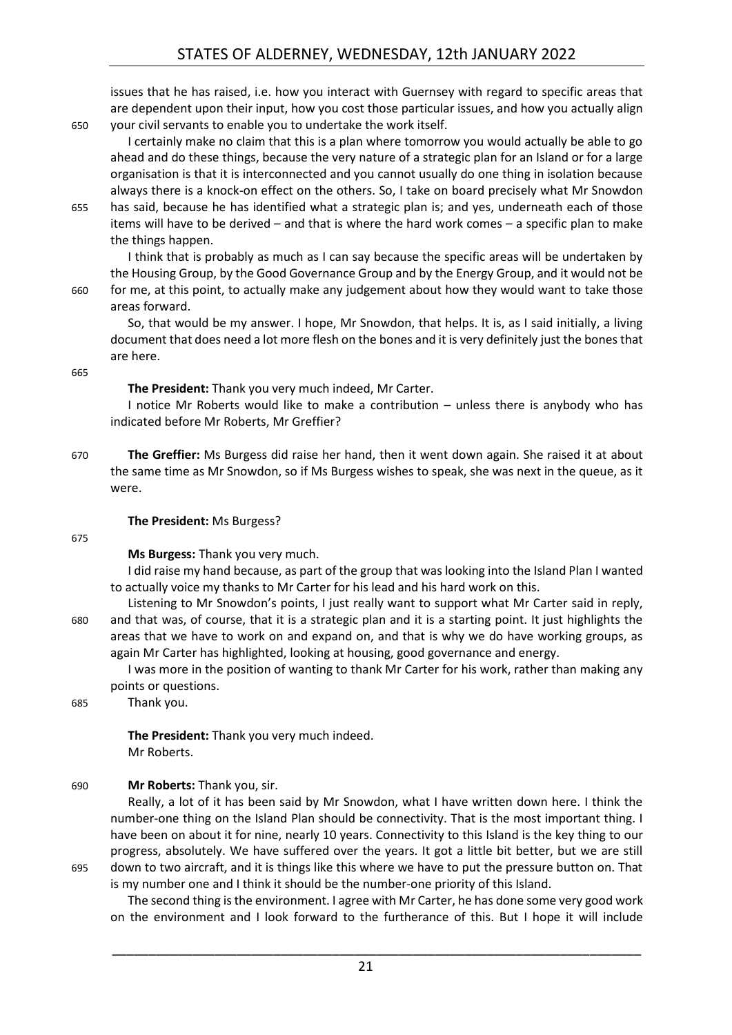issues that he has raised, i.e. how you interact with Guernsey with regard to specific areas that are dependent upon their input, how you cost those particular issues, and how you actually align your civil servants to enable you to undertake the work itself.

I certainly make no claim that this is a plan where tomorrow you would actually be able to go ahead and do these things, because the very nature of a strategic plan for an Island or for a large organisation is that it is interconnected and you cannot usually do one thing in isolation because always there is a knock-on effect on the others. So, I take on board precisely what Mr Snowdon has said, because he has identified what a strategic plan is; and yes, underneath each of those items will have to be derived – and that is where the hard work comes – a specific plan to make the things happen.

I think that is probably as much as I can say because the specific areas will be undertaken by the Housing Group, by the Good Governance Group and by the Energy Group, and it would not be for me, at this point, to actually make any judgement about how they would want to take those areas forward.

So, that would be my answer. I hope, Mr Snowdon, that helps. It is, as I said initially, a living document that does need a lot more flesh on the bones and it is very definitely just the bones that are here.

**The President:** Thank you very much indeed, Mr Carter.

I notice Mr Roberts would like to make a contribution – unless there is anybody who has indicated before Mr Roberts, Mr Greffier?

**The Greffier:** Ms Burgess did raise her hand, then it went down again. She raised it at about the same time as Mr Snowdon, so if Ms Burgess wishes to speak, she was next in the queue, as it were.

**The President:** Ms Burgess?

**Ms Burgess:** Thank you very much.

I did raise my hand because, as part of the group that was looking into the Island Plan I wanted to actually voice my thanks to Mr Carter for his lead and his hard work on this.

Listening to Mr Snowdon's points, I just really want to support what Mr Carter said in reply, and that was, of course, that it is a strategic plan and it is a starting point. It just highlights the areas that we have to work on and expand on, and that is why we do have working groups, as again Mr Carter has highlighted, looking at housing, good governance and energy.

I was more in the position of wanting to thank Mr Carter for his work, rather than making any points or questions.

Thank you.

**The President:** Thank you very much indeed.
Mr Roberts.

**Mr Roberts:** Thank you, sir.

Really, a lot of it has been said by Mr Snowdon, what I have written down here. I think the number-one thing on the Island Plan should be connectivity. That is the most important thing. I have been on about it for nine, nearly 10 years. Connectivity to this Island is the key thing to our progress, absolutely. We have suffered over the years. It got a little bit better, but we are still down to two aircraft, and it is things like this where we have to put the pressure button on. That is my number one and I think it should be the number-one priority of this Island.

The second thing is the environment. I agree with Mr Carter, he has done some very good work on the environment and I look forward to the furtherance of this. But I hope it will include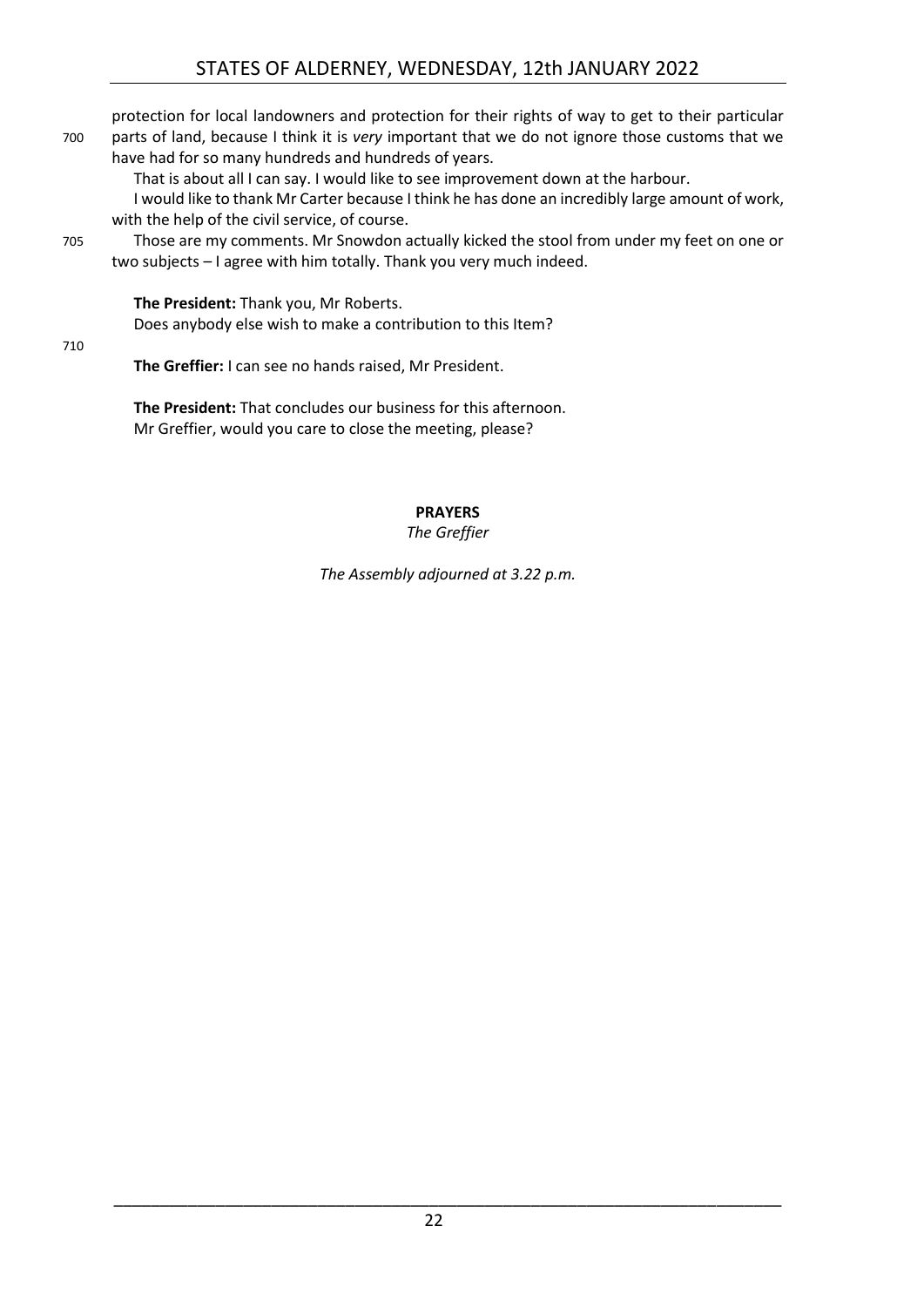protection for local landowners and protection for their rights of way to get to their particular parts of land, because I think it is *very* important that we do not ignore those customs that we have had for so many hundreds and hundreds of years.

That is about all I can say. I would like to see improvement down at the harbour.

I would like to thank Mr Carter because I think he has done an incredibly large amount of work, with the help of the civil service, of course.

Those are my comments. Mr Snowdon actually kicked the stool from under my feet on one or two subjects – I agree with him totally. Thank you very much indeed.

**The President:** Thank you, Mr Roberts.

Does anybody else wish to make a contribution to this Item?

**The Greffier:** I can see no hands raised, Mr President.

**The President:** That concludes our business for this afternoon.

Mr Greffier, would you care to close the meeting, please?

**PRAYERS**

*The Greffier*

*The Assembly adjourned at 3.22 p.m.*